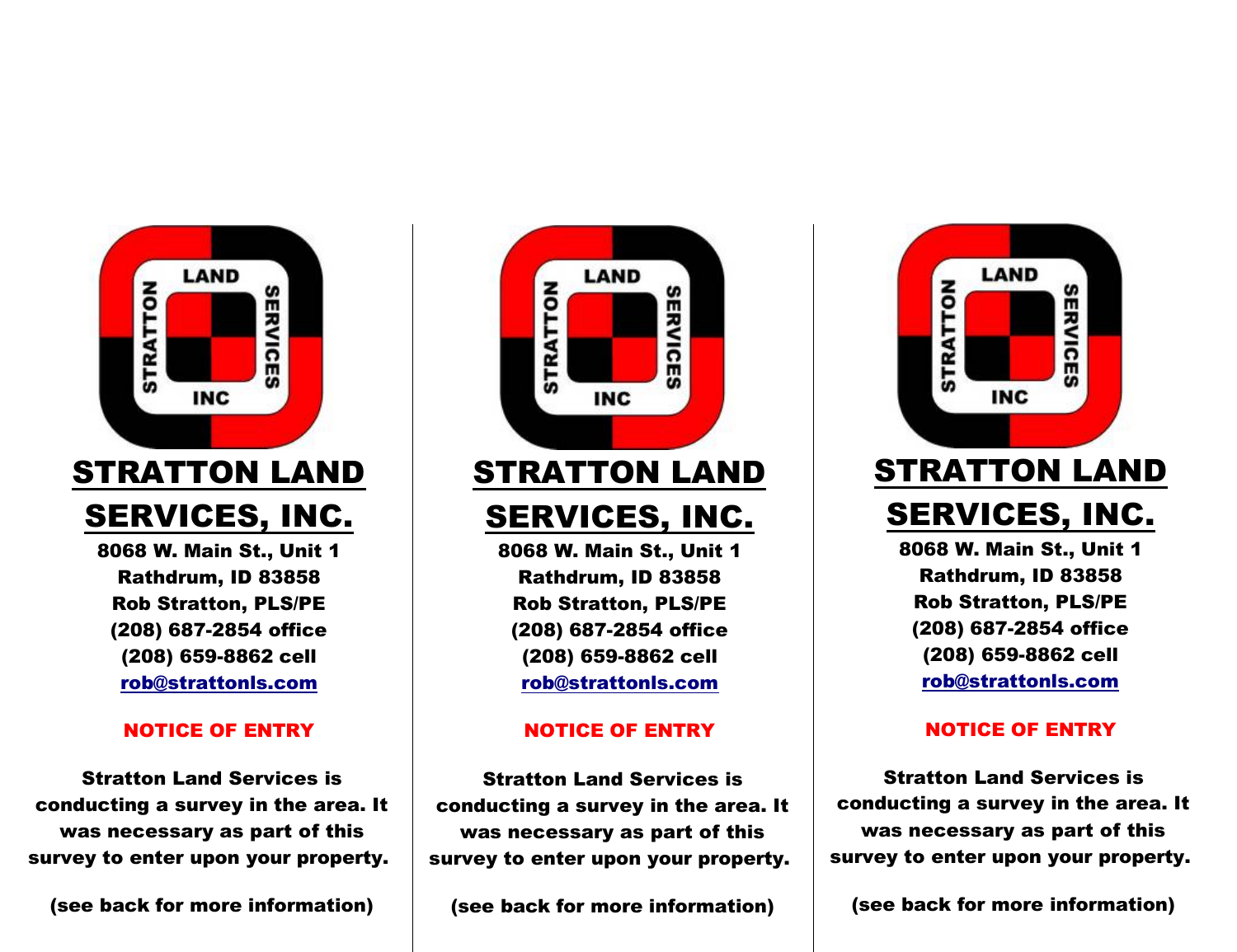# STRATTON LAND SERVICES, INC.

**8068 W. Main St., Unit 1**
**Rathdrum, ID 83858**
**Rob Stratton, PLS/PE**
**(208) 687-2854 office**
**(208) 659-8862 cell**
**rob@strattonls.com**

**NOTICE OF ENTRY**

**Stratton Land Services is conducting a survey in the area. It was necessary as part of this survey to enter upon your property.**

**(see back for more information)**

# STRATTON LAND SERVICES, INC.

**8068 W. Main St., Unit 1**
**Rathdrum, ID 83858**
**Rob Stratton, PLS/PE**
**(208) 687-2854 office**
**(208) 659-8862 cell**
**rob@strattonls.com**

**NOTICE OF ENTRY**

**Stratton Land Services is conducting a survey in the area. It was necessary as part of this survey to enter upon your property.**

**(see back for more information)**

# STRATTON LAND SERVICES, INC.

**8068 W. Main St., Unit 1**
**Rathdrum, ID 83858**
**Rob Stratton, PLS/PE**
**(208) 687-2854 office**
**(208) 659-8862 cell**
**rob@strattonls.com**

**NOTICE OF ENTRY**

**Stratton Land Services is conducting a survey in the area. It was necessary as part of this survey to enter upon your property.**

**(see back for more information)**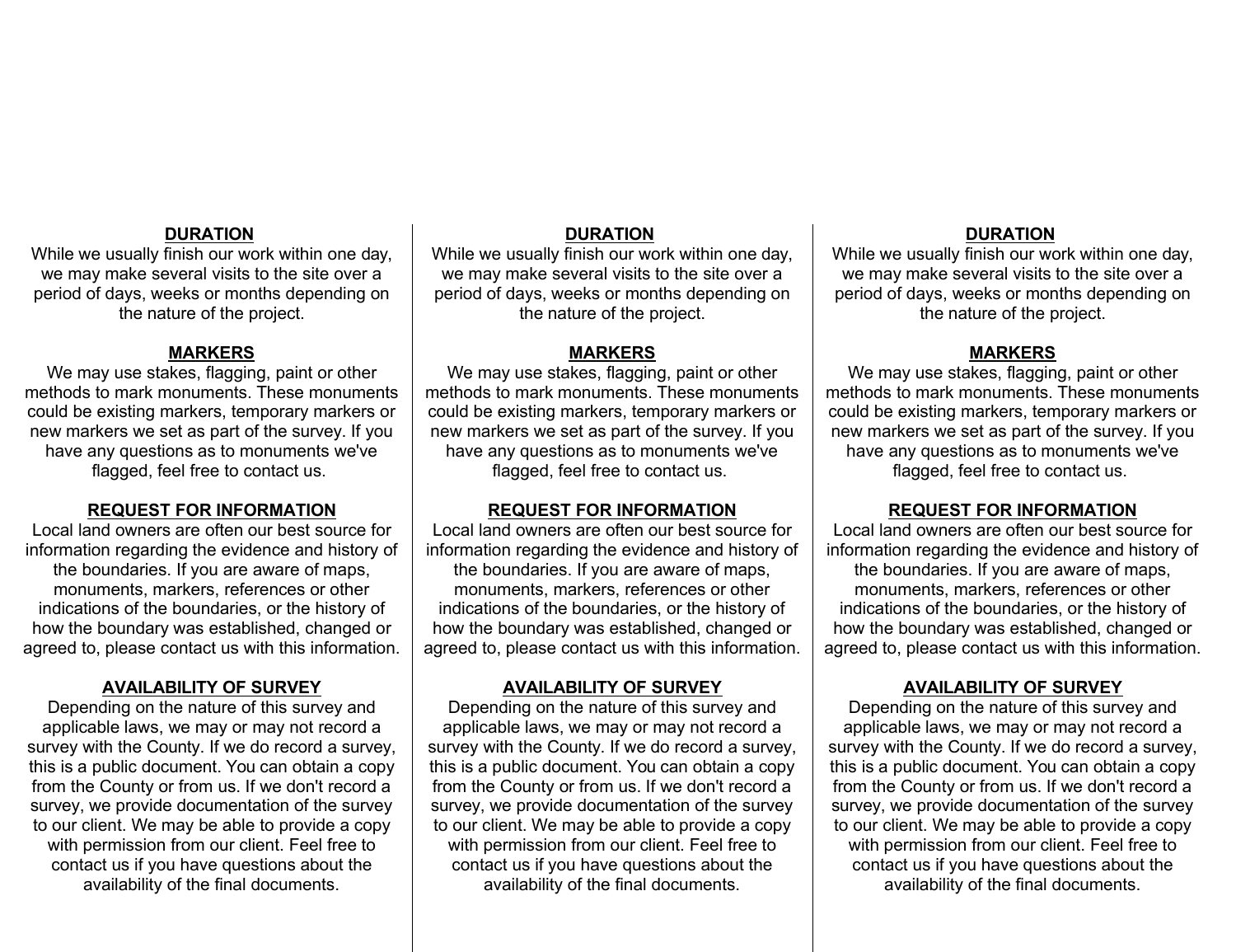**DURATION**

While we usually finish our work within one day, we may make several visits to the site over a period of days, weeks or months depending on the nature of the project.

**MARKERS**

We may use stakes, flagging, paint or other methods to mark monuments. These monuments could be existing markers, temporary markers or new markers we set as part of the survey. If you have any questions as to monuments we've flagged, feel free to contact us.

**REQUEST FOR INFORMATION**

Local land owners are often our best source for information regarding the evidence and history of the boundaries. If you are aware of maps, monuments, markers, references or other indications of the boundaries, or the history of how the boundary was established, changed or agreed to, please contact us with this information.

**AVAILABILITY OF SURVEY**

Depending on the nature of this survey and applicable laws, we may or may not record a survey with the County. If we do record a survey, this is a public document. You can obtain a copy from the County or from us. If we don't record a survey, we provide documentation of the survey to our client. We may be able to provide a copy with permission from our client. Feel free to contact us if you have questions about the availability of the final documents.

**DURATION**

While we usually finish our work within one day, we may make several visits to the site over a period of days, weeks or months depending on the nature of the project.

**MARKERS**

We may use stakes, flagging, paint or other methods to mark monuments. These monuments could be existing markers, temporary markers or new markers we set as part of the survey. If you have any questions as to monuments we've flagged, feel free to contact us.

**REQUEST FOR INFORMATION**

Local land owners are often our best source for information regarding the evidence and history of the boundaries. If you are aware of maps, monuments, markers, references or other indications of the boundaries, or the history of how the boundary was established, changed or agreed to, please contact us with this information.

**AVAILABILITY OF SURVEY**

Depending on the nature of this survey and applicable laws, we may or may not record a survey with the County. If we do record a survey, this is a public document. You can obtain a copy from the County or from us. If we don't record a survey, we provide documentation of the survey to our client. We may be able to provide a copy with permission from our client. Feel free to contact us if you have questions about the availability of the final documents.

**DURATION**

While we usually finish our work within one day, we may make several visits to the site over a period of days, weeks or months depending on the nature of the project.

**MARKERS**

We may use stakes, flagging, paint or other methods to mark monuments. These monuments could be existing markers, temporary markers or new markers we set as part of the survey. If you have any questions as to monuments we've flagged, feel free to contact us.

**REQUEST FOR INFORMATION**

Local land owners are often our best source for information regarding the evidence and history of the boundaries. If you are aware of maps, monuments, markers, references or other indications of the boundaries, or the history of how the boundary was established, changed or agreed to, please contact us with this information.

**AVAILABILITY OF SURVEY**

Depending on the nature of this survey and applicable laws, we may or may not record a survey with the County. If we do record a survey, this is a public document. You can obtain a copy from the County or from us. If we don't record a survey, we provide documentation of the survey to our client. We may be able to provide a copy with permission from our client. Feel free to contact us if you have questions about the availability of the final documents.